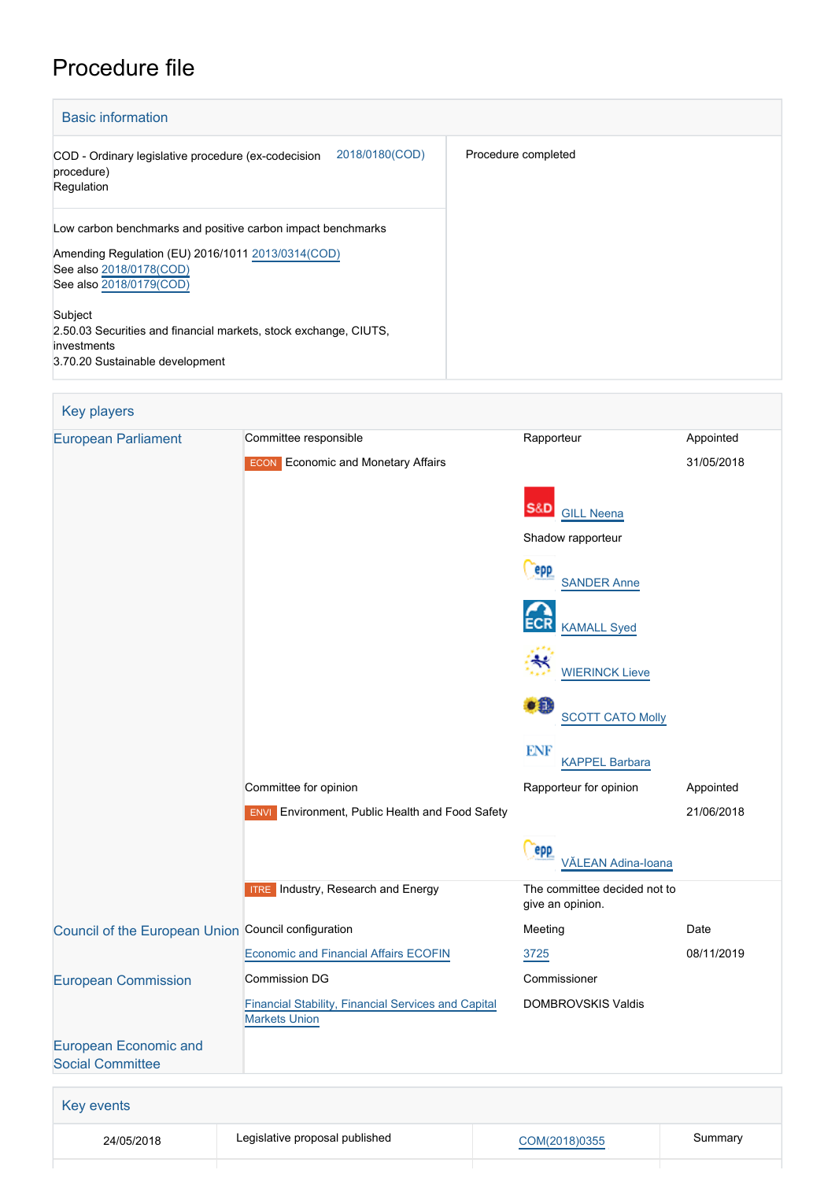# Procedure file

## Basic information

| | |
|---|---|
| COD - Ordinary legislative procedure (ex-codecision procedure)<br>Regulation<br>2018/0180(COD) | Procedure completed |
| Low carbon benchmarks and positive carbon impact benchmarks<br><br>Amending Regulation (EU) 2016/1011 2013/0314(COD)<br>See also 2018/0178(COD)<br>See also 2018/0179(COD)<br><br>Subject<br>2.50.03 Securities and financial markets, stock exchange, CIUTS, investments<br>3.70.20 Sustainable development | |

## Key players

| | | | |
|---|---|---|---|
| European Parliament | Committee responsible | Rapporteur | Appointed |
| | ECON Economic and Monetary Affairs | S&D GILL Neena | 31/05/2018 |
| | | Shadow rapporteur | |
| | | EPP SANDER Anne | |
| | | ECR KAMALL Syed | |
| | | ALDE WIERINCK Lieve | |
| | | Greens/EFA SCOTT CATO Molly | |
| | | ENF KAPPEL Barbara | |
| | Committee for opinion | Rapporteur for opinion | Appointed |
| | ENVI Environment, Public Health and Food Safety | EPP VĂLEAN Adina-Ioana | 21/06/2018 |
| | ITRE Industry, Research and Energy | The committee decided not to give an opinion. | |
| Council of the European Union | Council configuration | Meeting | Date |
| | Economic and Financial Affairs ECOFIN | 3725 | 08/11/2019 |
| European Commission | Commission DG | Commissioner | |
| | Financial Stability, Financial Services and Capital Markets Union | DOMBROVSKIS Valdis | |
| European Economic and Social Committee | | | |

## Key events

| | | | |
|---|---|---|---|
| 24/05/2018 | Legislative proposal published | COM(2018)0355 | Summary |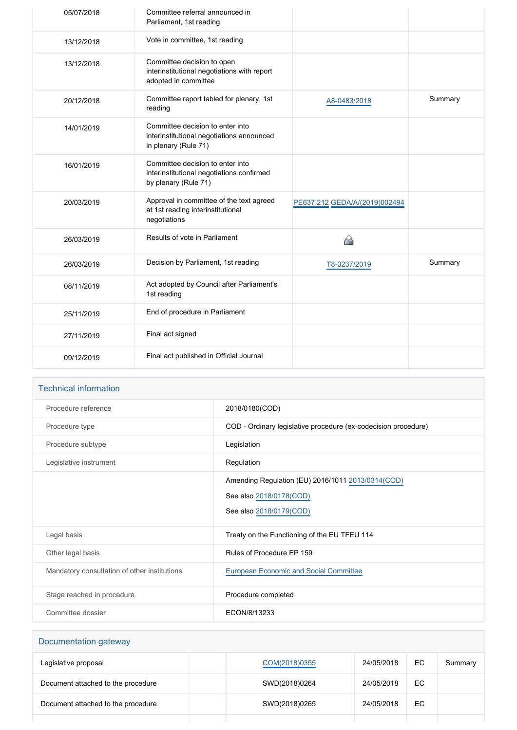| | | | |
|---|---|---|---|
| 05/07/2018 | Committee referral announced in Parliament, 1st reading | | |
| 13/12/2018 | Vote in committee, 1st reading | | |
| 13/12/2018 | Committee decision to open interinstitutional negotiations with report adopted in committee | | |
| 20/12/2018 | Committee report tabled for plenary, 1st reading | A8-0483/2018 | Summary |
| 14/01/2019 | Committee decision to enter into interinstitutional negotiations announced in plenary (Rule 71) | | |
| 16/01/2019 | Committee decision to enter into interinstitutional negotiations confirmed by plenary (Rule 71) | | |
| 20/03/2019 | Approval in committee of the text agreed at 1st reading interinstitutional negotiations | PE637.212 GEDA/A/(2019)002494 | |
| 26/03/2019 | Results of vote in Parliament | | |
| 26/03/2019 | Decision by Parliament, 1st reading | T8-0237/2019 | Summary |
| 08/11/2019 | Act adopted by Council after Parliament's 1st reading | | |
| 25/11/2019 | End of procedure in Parliament | | |
| 27/11/2019 | Final act signed | | |
| 09/12/2019 | Final act published in Official Journal | | |

## Technical information

| | |
|---|---|
| Procedure reference | 2018/0180(COD) |
| Procedure type | COD - Ordinary legislative procedure (ex-codecision procedure) |
| Procedure subtype | Legislation |
| Legislative instrument | Regulation |
| | Amending Regulation (EU) 2016/1011 2013/0314(COD)<br>See also 2018/0178(COD)<br>See also 2018/0179(COD) |
| Legal basis | Treaty on the Functioning of the EU TFEU 114 |
| Other legal basis | Rules of Procedure EP 159 |
| Mandatory consultation of other institutions | European Economic and Social Committee |
| Stage reached in procedure | Procedure completed |
| Committee dossier | ECON/8/13233 |

## Documentation gateway

| | | | | | |
|---|---|---|---|---|---|
| Legislative proposal | | COM(2018)0355 | 24/05/2018 | EC | Summary |
| Document attached to the procedure | | SWD(2018)0264 | 24/05/2018 | EC | |
| Document attached to the procedure | | SWD(2018)0265 | 24/05/2018 | EC | |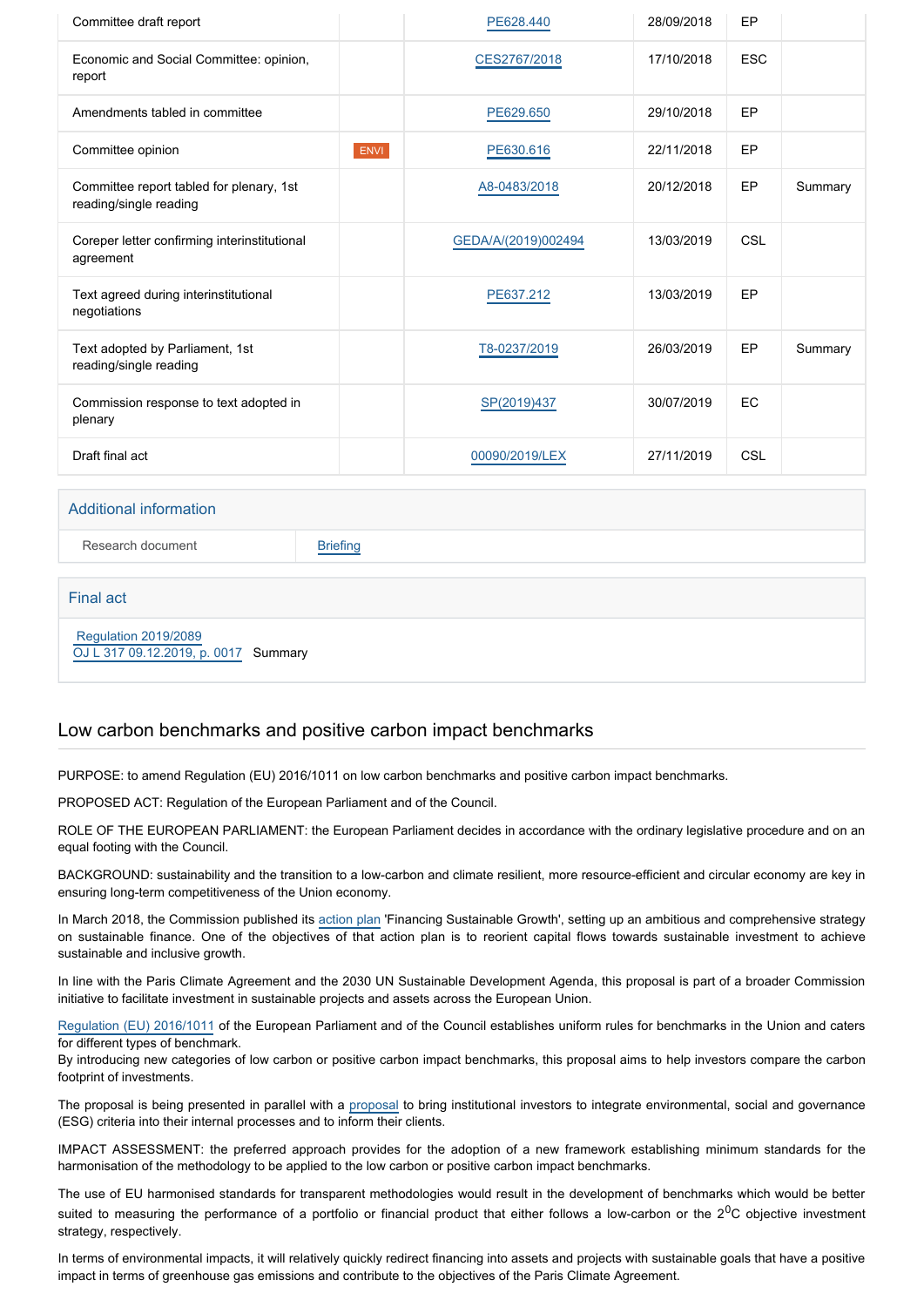| | | | | | |
|---|---|---|---|---|---|
| Committee draft report | | PE628.440 | 28/09/2018 | EP | |
| Economic and Social Committee: opinion, report | | CES2767/2018 | 17/10/2018 | ESC | |
| Amendments tabled in committee | | PE629.650 | 29/10/2018 | EP | |
| Committee opinion | ENVI | PE630.616 | 22/11/2018 | EP | |
| Committee report tabled for plenary, 1st reading/single reading | | A8-0483/2018 | 20/12/2018 | EP | Summary |
| Coreper letter confirming interinstitutional agreement | | GEDA/A/(2019)002494 | 13/03/2019 | CSL | |
| Text agreed during interinstitutional negotiations | | PE637.212 | 13/03/2019 | EP | |
| Text adopted by Parliament, 1st reading/single reading | | T8-0237/2019 | 26/03/2019 | EP | Summary |
| Commission response to text adopted in plenary | | SP(2019)437 | 30/07/2019 | EC | |
| Draft final act | | 00090/2019/LEX | 27/11/2019 | CSL | |

## Additional information

| | |
|---|---|
| Research document | Briefing |

## Final act

Regulation 2019/2089
OJ L 317 09.12.2019, p. 0017 Summary

## Low carbon benchmarks and positive carbon impact benchmarks

PURPOSE: to amend Regulation (EU) 2016/1011 on low carbon benchmarks and positive carbon impact benchmarks.

PROPOSED ACT: Regulation of the European Parliament and of the Council.

ROLE OF THE EUROPEAN PARLIAMENT: the European Parliament decides in accordance with the ordinary legislative procedure and on an equal footing with the Council.

BACKGROUND: sustainability and the transition to a low-carbon and climate resilient, more resource-efficient and circular economy are key in ensuring long-term competitiveness of the Union economy.

In March 2018, the Commission published its action plan 'Financing Sustainable Growth', setting up an ambitious and comprehensive strategy on sustainable finance. One of the objectives of that action plan is to reorient capital flows towards sustainable investment to achieve sustainable and inclusive growth.

In line with the Paris Climate Agreement and the 2030 UN Sustainable Development Agenda, this proposal is part of a broader Commission initiative to facilitate investment in sustainable projects and assets across the European Union.

Regulation (EU) 2016/1011 of the European Parliament and of the Council establishes uniform rules for benchmarks in the Union and caters for different types of benchmark.
By introducing new categories of low carbon or positive carbon impact benchmarks, this proposal aims to help investors compare the carbon footprint of investments.

The proposal is being presented in parallel with a proposal to bring institutional investors to integrate environmental, social and governance (ESG) criteria into their internal processes and to inform their clients.

IMPACT ASSESSMENT: the preferred approach provides for the adoption of a new framework establishing minimum standards for the harmonisation of the methodology to be applied to the low carbon or positive carbon impact benchmarks.

The use of EU harmonised standards for transparent methodologies would result in the development of benchmarks which would be better suited to measuring the performance of a portfolio or financial product that either follows a low-carbon or the $2^{0}$C objective investment strategy, respectively.

In terms of environmental impacts, it will relatively quickly redirect financing into assets and projects with sustainable goals that have a positive impact in terms of greenhouse gas emissions and contribute to the objectives of the Paris Climate Agreement.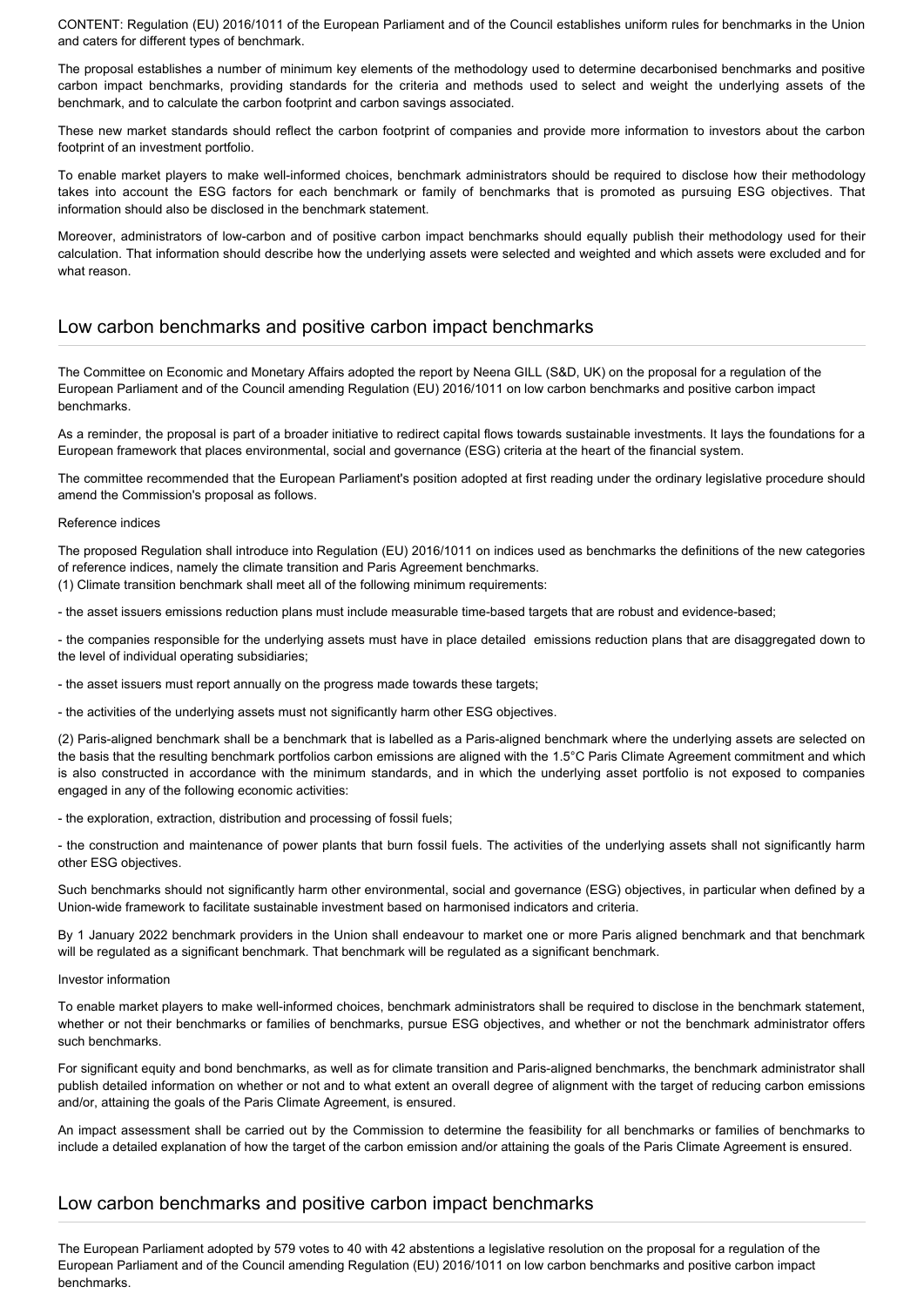CONTENT: Regulation (EU) 2016/1011 of the European Parliament and of the Council establishes uniform rules for benchmarks in the Union and caters for different types of benchmark.

The proposal establishes a number of minimum key elements of the methodology used to determine decarbonised benchmarks and positive carbon impact benchmarks, providing standards for the criteria and methods used to select and weight the underlying assets of the benchmark, and to calculate the carbon footprint and carbon savings associated.

These new market standards should reflect the carbon footprint of companies and provide more information to investors about the carbon footprint of an investment portfolio.

To enable market players to make well-informed choices, benchmark administrators should be required to disclose how their methodology takes into account the ESG factors for each benchmark or family of benchmarks that is promoted as pursuing ESG objectives. That information should also be disclosed in the benchmark statement.

Moreover, administrators of low-carbon and of positive carbon impact benchmarks should equally publish their methodology used for their calculation. That information should describe how the underlying assets were selected and weighted and which assets were excluded and for what reason.

## Low carbon benchmarks and positive carbon impact benchmarks

The Committee on Economic and Monetary Affairs adopted the report by Neena GILL (S&D, UK) on the proposal for a regulation of the European Parliament and of the Council amending Regulation (EU) 2016/1011 on low carbon benchmarks and positive carbon impact benchmarks.

As a reminder, the proposal is part of a broader initiative to redirect capital flows towards sustainable investments. It lays the foundations for a European framework that places environmental, social and governance (ESG) criteria at the heart of the financial system.

The committee recommended that the European Parliament's position adopted at first reading under the ordinary legislative procedure should amend the Commission's proposal as follows.

Reference indices

The proposed Regulation shall introduce into Regulation (EU) 2016/1011 on indices used as benchmarks the definitions of the new categories of reference indices, namely the climate transition and Paris Agreement benchmarks.
(1) Climate transition benchmark shall meet all of the following minimum requirements:

- the asset issuers emissions reduction plans must include measurable time-based targets that are robust and evidence-based;
- the companies responsible for the underlying assets must have in place detailed emissions reduction plans that are disaggregated down to the level of individual operating subsidiaries;
- the asset issuers must report annually on the progress made towards these targets;
- the activities of the underlying assets must not significantly harm other ESG objectives.

(2) Paris-aligned benchmark shall be a benchmark that is labelled as a Paris-aligned benchmark where the underlying assets are selected on the basis that the resulting benchmark portfolios carbon emissions are aligned with the 1.5°C Paris Climate Agreement commitment and which is also constructed in accordance with the minimum standards, and in which the underlying asset portfolio is not exposed to companies engaged in any of the following economic activities:

- the exploration, extraction, distribution and processing of fossil fuels;
- the construction and maintenance of power plants that burn fossil fuels. The activities of the underlying assets shall not significantly harm other ESG objectives.

Such benchmarks should not significantly harm other environmental, social and governance (ESG) objectives, in particular when defined by a Union-wide framework to facilitate sustainable investment based on harmonised indicators and criteria.

By 1 January 2022 benchmark providers in the Union shall endeavour to market one or more Paris aligned benchmark and that benchmark will be regulated as a significant benchmark. That benchmark will be regulated as a significant benchmark.

Investor information

To enable market players to make well-informed choices, benchmark administrators shall be required to disclose in the benchmark statement, whether or not their benchmarks or families of benchmarks, pursue ESG objectives, and whether or not the benchmark administrator offers such benchmarks.

For significant equity and bond benchmarks, as well as for climate transition and Paris-aligned benchmarks, the benchmark administrator shall publish detailed information on whether or not and to what extent an overall degree of alignment with the target of reducing carbon emissions and/or, attaining the goals of the Paris Climate Agreement, is ensured.

An impact assessment shall be carried out by the Commission to determine the feasibility for all benchmarks or families of benchmarks to include a detailed explanation of how the target of the carbon emission and/or attaining the goals of the Paris Climate Agreement is ensured.

## Low carbon benchmarks and positive carbon impact benchmarks

The European Parliament adopted by 579 votes to 40 with 42 abstentions a legislative resolution on the proposal for a regulation of the European Parliament and of the Council amending Regulation (EU) 2016/1011 on low carbon benchmarks and positive carbon impact benchmarks.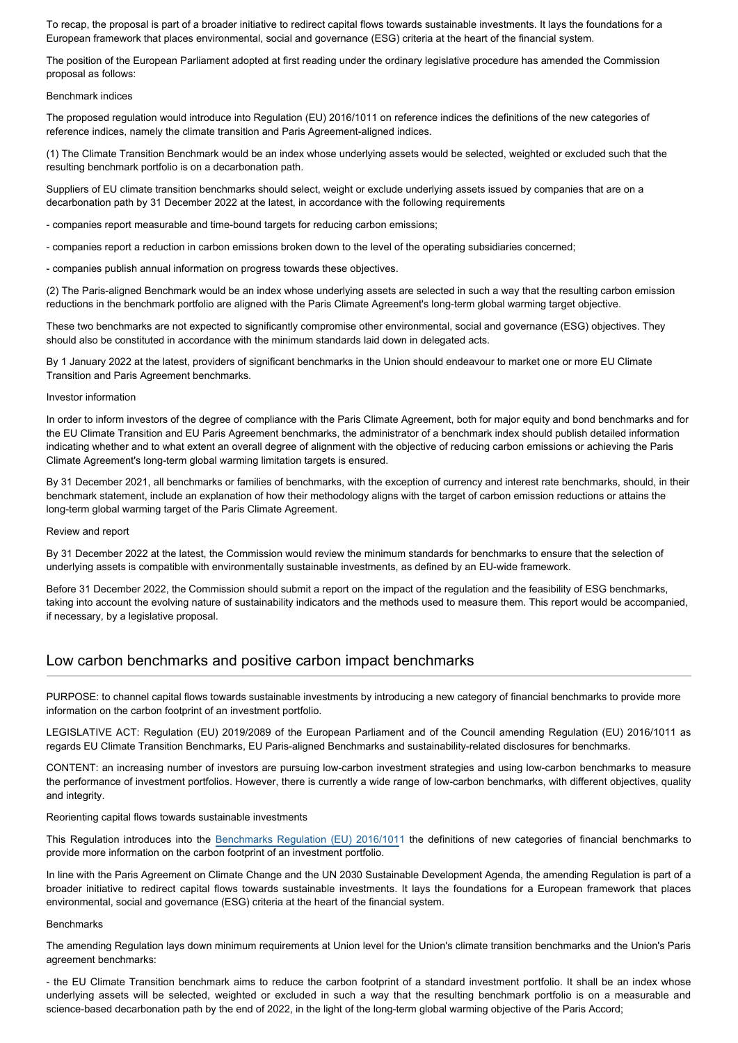To recap, the proposal is part of a broader initiative to redirect capital flows towards sustainable investments. It lays the foundations for a European framework that places environmental, social and governance (ESG) criteria at the heart of the financial system.

The position of the European Parliament adopted at first reading under the ordinary legislative procedure has amended the Commission proposal as follows:

Benchmark indices

The proposed regulation would introduce into Regulation (EU) 2016/1011 on reference indices the definitions of the new categories of reference indices, namely the climate transition and Paris Agreement-aligned indices.

(1) The Climate Transition Benchmark would be an index whose underlying assets would be selected, weighted or excluded such that the resulting benchmark portfolio is on a decarbonation path.

Suppliers of EU climate transition benchmarks should select, weight or exclude underlying assets issued by companies that are on a decarbonation path by 31 December 2022 at the latest, in accordance with the following requirements

- companies report measurable and time-bound targets for reducing carbon emissions;

- companies report a reduction in carbon emissions broken down to the level of the operating subsidiaries concerned;

- companies publish annual information on progress towards these objectives.

(2) The Paris-aligned Benchmark would be an index whose underlying assets are selected in such a way that the resulting carbon emission reductions in the benchmark portfolio are aligned with the Paris Climate Agreement's long-term global warming target objective.

These two benchmarks are not expected to significantly compromise other environmental, social and governance (ESG) objectives. They should also be constituted in accordance with the minimum standards laid down in delegated acts.

By 1 January 2022 at the latest, providers of significant benchmarks in the Union should endeavour to market one or more EU Climate Transition and Paris Agreement benchmarks.

Investor information

In order to inform investors of the degree of compliance with the Paris Climate Agreement, both for major equity and bond benchmarks and for the EU Climate Transition and EU Paris Agreement benchmarks, the administrator of a benchmark index should publish detailed information indicating whether and to what extent an overall degree of alignment with the objective of reducing carbon emissions or achieving the Paris Climate Agreement's long-term global warming limitation targets is ensured.

By 31 December 2021, all benchmarks or families of benchmarks, with the exception of currency and interest rate benchmarks, should, in their benchmark statement, include an explanation of how their methodology aligns with the target of carbon emission reductions or attains the long-term global warming target of the Paris Climate Agreement.

Review and report

By 31 December 2022 at the latest, the Commission would review the minimum standards for benchmarks to ensure that the selection of underlying assets is compatible with environmentally sustainable investments, as defined by an EU-wide framework.

Before 31 December 2022, the Commission should submit a report on the impact of the regulation and the feasibility of ESG benchmarks, taking into account the evolving nature of sustainability indicators and the methods used to measure them. This report would be accompanied, if necessary, by a legislative proposal.

## Low carbon benchmarks and positive carbon impact benchmarks

PURPOSE: to channel capital flows towards sustainable investments by introducing a new category of financial benchmarks to provide more information on the carbon footprint of an investment portfolio.

LEGISLATIVE ACT: Regulation (EU) 2019/2089 of the European Parliament and of the Council amending Regulation (EU) 2016/1011 as regards EU Climate Transition Benchmarks, EU Paris-aligned Benchmarks and sustainability-related disclosures for benchmarks.

CONTENT: an increasing number of investors are pursuing low-carbon investment strategies and using low-carbon benchmarks to measure the performance of investment portfolios. However, there is currently a wide range of low-carbon benchmarks, with different objectives, quality and integrity.

Reorienting capital flows towards sustainable investments

This Regulation introduces into the Benchmarks Regulation (EU) 2016/1011 the definitions of new categories of financial benchmarks to provide more information on the carbon footprint of an investment portfolio.

In line with the Paris Agreement on Climate Change and the UN 2030 Sustainable Development Agenda, the amending Regulation is part of a broader initiative to redirect capital flows towards sustainable investments. It lays the foundations for a European framework that places environmental, social and governance (ESG) criteria at the heart of the financial system.

Benchmarks

The amending Regulation lays down minimum requirements at Union level for the Union's climate transition benchmarks and the Union's Paris agreement benchmarks:

- the EU Climate Transition benchmark aims to reduce the carbon footprint of a standard investment portfolio. It shall be an index whose underlying assets will be selected, weighted or excluded in such a way that the resulting benchmark portfolio is on a measurable and science-based decarbonation path by the end of 2022, in the light of the long-term global warming objective of the Paris Accord;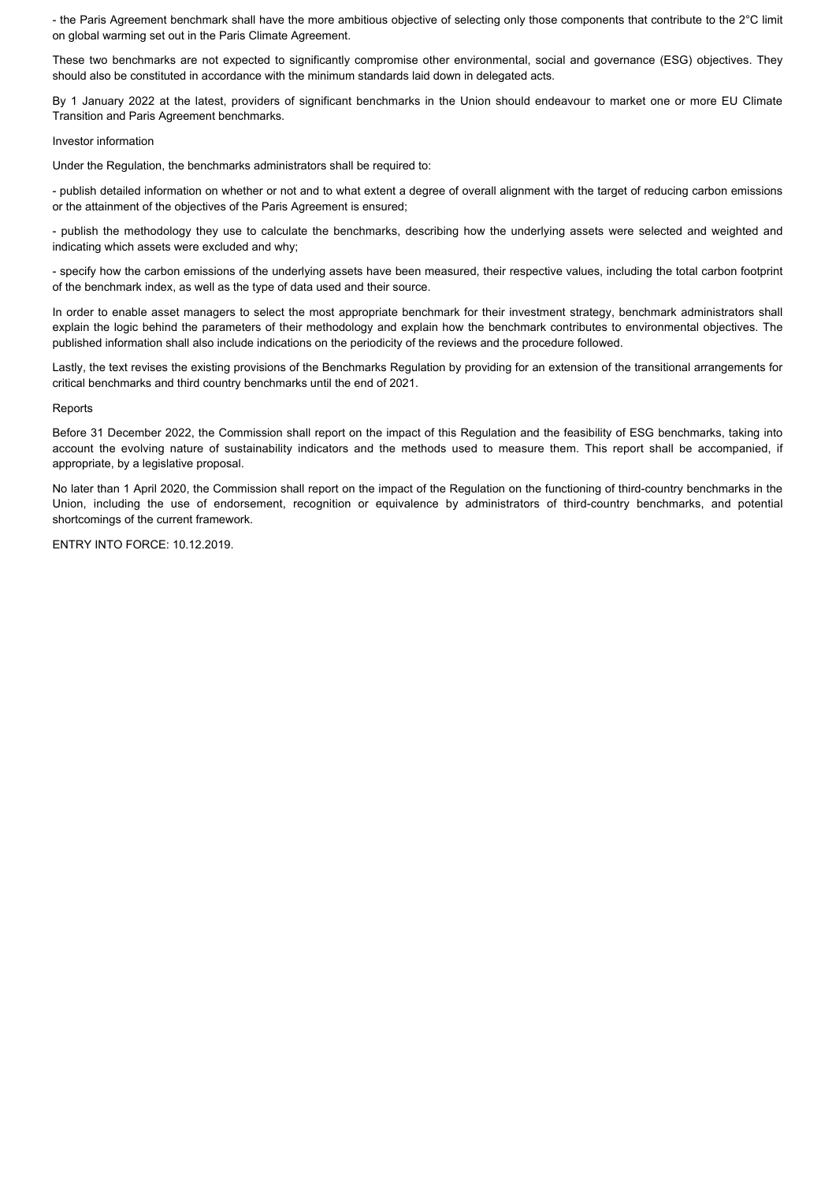- the Paris Agreement benchmark shall have the more ambitious objective of selecting only those components that contribute to the 2°C limit on global warming set out in the Paris Climate Agreement.

These two benchmarks are not expected to significantly compromise other environmental, social and governance (ESG) objectives. They should also be constituted in accordance with the minimum standards laid down in delegated acts.

By 1 January 2022 at the latest, providers of significant benchmarks in the Union should endeavour to market one or more EU Climate Transition and Paris Agreement benchmarks.

Investor information

Under the Regulation, the benchmarks administrators shall be required to:

- publish detailed information on whether or not and to what extent a degree of overall alignment with the target of reducing carbon emissions or the attainment of the objectives of the Paris Agreement is ensured;

- publish the methodology they use to calculate the benchmarks, describing how the underlying assets were selected and weighted and indicating which assets were excluded and why;

- specify how the carbon emissions of the underlying assets have been measured, their respective values, including the total carbon footprint of the benchmark index, as well as the type of data used and their source.

In order to enable asset managers to select the most appropriate benchmark for their investment strategy, benchmark administrators shall explain the logic behind the parameters of their methodology and explain how the benchmark contributes to environmental objectives. The published information shall also include indications on the periodicity of the reviews and the procedure followed.

Lastly, the text revises the existing provisions of the Benchmarks Regulation by providing for an extension of the transitional arrangements for critical benchmarks and third country benchmarks until the end of 2021.

Reports

Before 31 December 2022, the Commission shall report on the impact of this Regulation and the feasibility of ESG benchmarks, taking into account the evolving nature of sustainability indicators and the methods used to measure them. This report shall be accompanied, if appropriate, by a legislative proposal.

No later than 1 April 2020, the Commission shall report on the impact of the Regulation on the functioning of third-country benchmarks in the Union, including the use of endorsement, recognition or equivalence by administrators of third-country benchmarks, and potential shortcomings of the current framework.

ENTRY INTO FORCE: 10.12.2019.